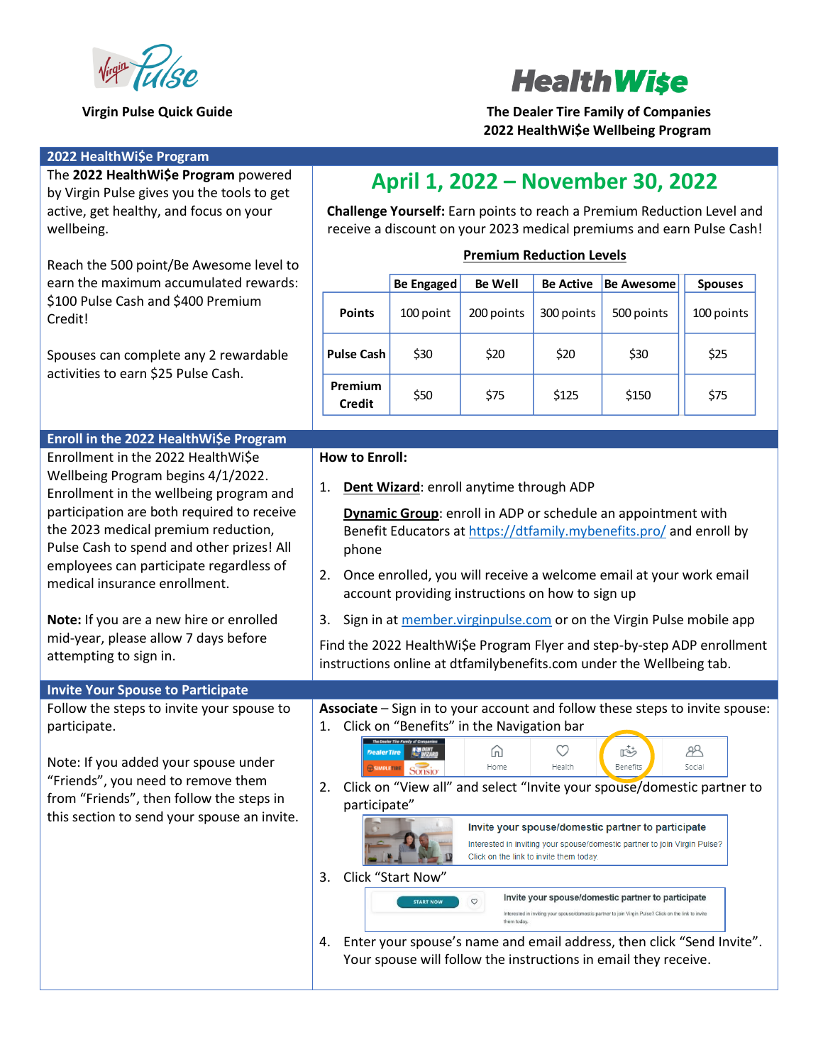Virgin Pulse Quick Guide

**HealthWi$e**

**The Dealer Tire Family of Companies**
**2022 HealthWi$e Wellbeing Program**

## 2022 HealthWi$e Program

The **2022 HealthWi$e Program** powered by Virgin Pulse gives you the tools to get active, get healthy, and focus on your wellbeing.

Reach the 500 point/Be Awesome level to earn the maximum accumulated rewards: $100 Pulse Cash and $400 Premium Credit!

Spouses can complete any 2 rewardable activities to earn $25 Pulse Cash.

## April 1, 2022 – November 30, 2022

**Challenge Yourself:** Earn points to reach a Premium Reduction Level and receive a discount on your 2023 medical premiums and earn Pulse Cash!

**Premium Reduction Levels**

| | Be Engaged | Be Well | Be Active | Be Awesome | Spouses |
|---|---|---|---|---|---|
| **Points** | 100 point | 200 points | 300 points | 500 points | 100 points |
| **Pulse Cash** | $30 | $20 | $20 | $30 | $25 |
| **Premium Credit** | $50 | $75 | $125 | $150 | $75 |

## Enroll in the 2022 HealthWi$e Program

Enrollment in the 2022 HealthWi$e Wellbeing Program begins 4/1/2022. Enrollment in the wellbeing program and participation are both required to receive the 2023 medical premium reduction, Pulse Cash to spend and other prizes! All employees can participate regardless of medical insurance enrollment.

**Note:** If you are a new hire or enrolled mid-year, please allow 7 days before attempting to sign in.

**How to Enroll:**

1. **Dent Wizard**: enroll anytime through ADP

   **Dynamic Group**: enroll in ADP or schedule an appointment with Benefit Educators at https://dtfamily.mybenefits.pro/ and enroll by phone
2. Once enrolled, you will receive a welcome email at your work email account providing instructions on how to sign up
3. Sign in at member.virginpulse.com or on the Virgin Pulse mobile app

Find the 2022 HealthWi$e Program Flyer and step-by-step ADP enrollment instructions online at dtfamilybenefits.com under the Wellbeing tab.

## Invite Your Spouse to Participate

Follow the steps to invite your spouse to participate.

Note: If you added your spouse under "Friends", you need to remove them from "Friends", then follow the steps in this section to send your spouse an invite.

**Associate** – Sign in to your account and follow these steps to invite spouse:

1. Click on "Benefits" in the Navigation bar
2. Click on "View all" and select "Invite your spouse/domestic partner to participate"
3. Click "Start Now"
4. Enter your spouse's name and email address, then click "Send Invite". Your spouse will follow the instructions in email they receive.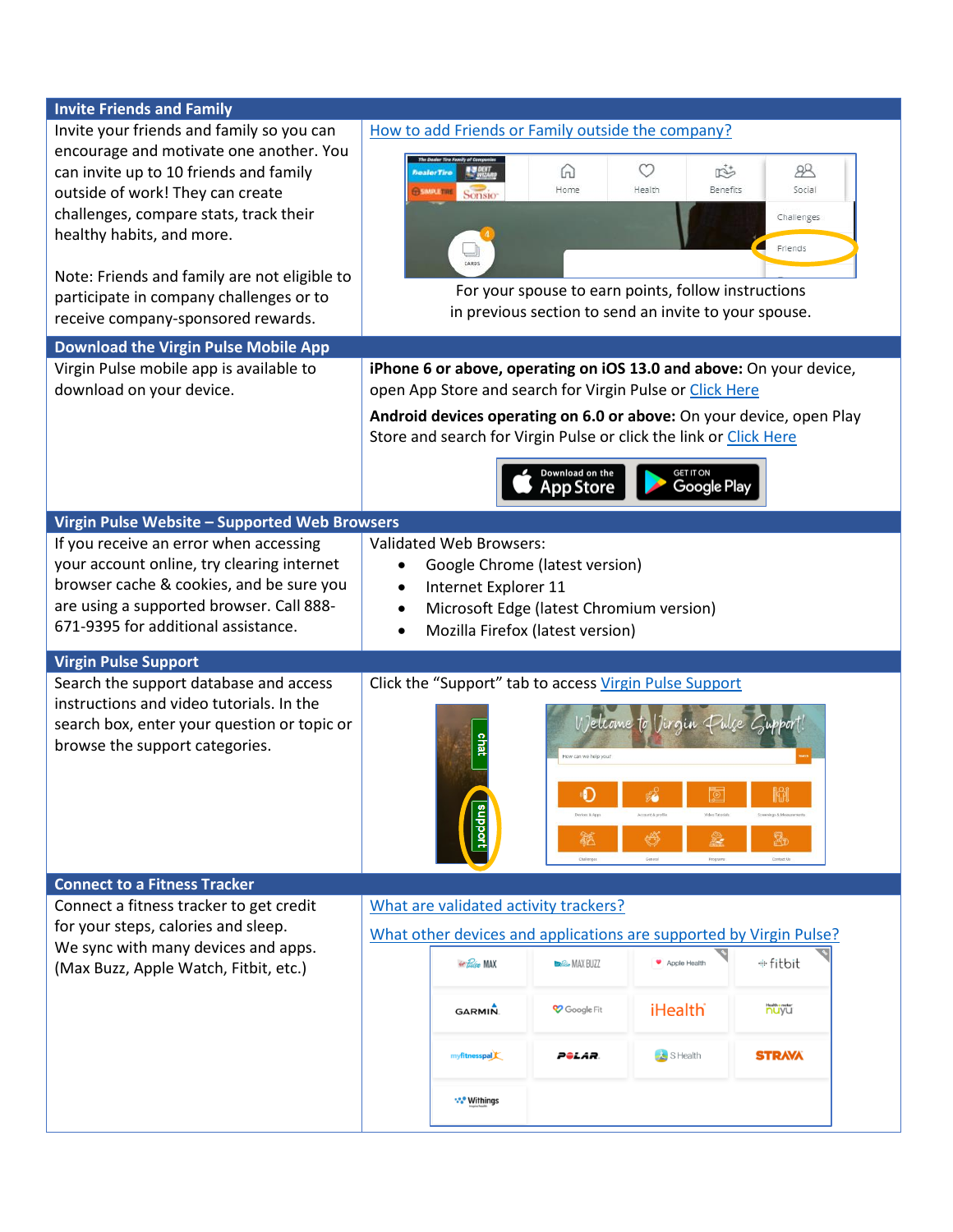## Invite Friends and Family

Invite your friends and family so you can encourage and motivate one another. You can invite up to 10 friends and family outside of work! They can create challenges, compare stats, track their healthy habits, and more.

Note: Friends and family are not eligible to participate in company challenges or to receive company-sponsored rewards.

How to add Friends or Family outside the company?

For your spouse to earn points, follow instructions in previous section to send an invite to your spouse.

## Download the Virgin Pulse Mobile App

Virgin Pulse mobile app is available to download on your device.

**iPhone 6 or above, operating on iOS 13.0 and above:** On your device, open App Store and search for Virgin Pulse or Click Here

**Android devices operating on 6.0 or above:** On your device, open Play Store and search for Virgin Pulse or click the link or Click Here

## Virgin Pulse Website – Supported Web Browsers

If you receive an error when accessing your account online, try clearing internet browser cache & cookies, and be sure you are using a supported browser. Call 888-671-9395 for additional assistance.

Validated Web Browsers:

- Google Chrome (latest version)
- Internet Explorer 11
- Microsoft Edge (latest Chromium version)
- Mozilla Firefox (latest version)

## Virgin Pulse Support

Search the support database and access instructions and video tutorials. In the search box, enter your question or topic or browse the support categories.

Click the "Support" tab to access Virgin Pulse Support

## Connect to a Fitness Tracker

Connect a fitness tracker to get credit for your steps, calories and sleep. We sync with many devices and apps. (Max Buzz, Apple Watch, Fitbit, etc.)

What are validated activity trackers?

What other devices and applications are supported by Virgin Pulse?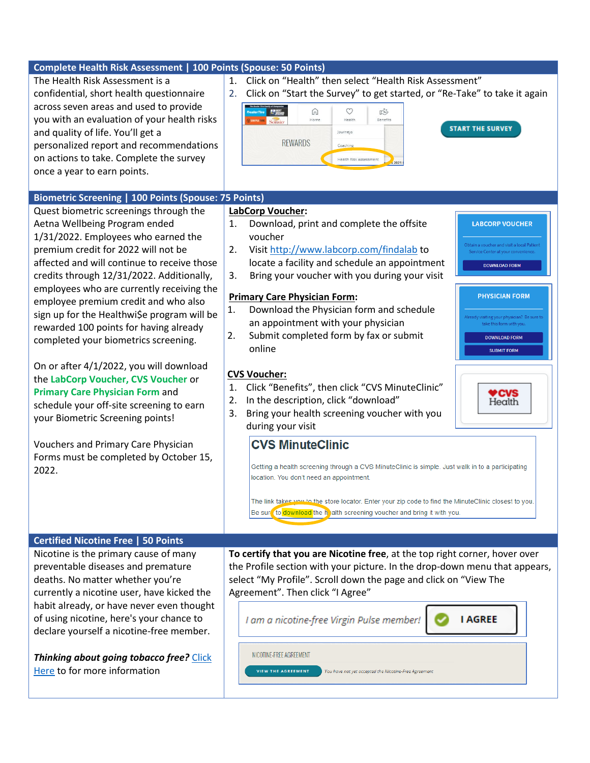## Complete Health Risk Assessment | 100 Points (Spouse: 50 Points)

The Health Risk Assessment is a confidential, short health questionnaire across seven areas and used to provide you with an evaluation of your health risks and quality of life. You'll get a personalized report and recommendations on actions to take. Complete the survey once a year to earn points.

1. Click on "Health" then select "Health Risk Assessment"
2. Click on "Start the Survey" to get started, or "Re-Take" to take it again

## Biometric Screening | 100 Points (Spouse: 75 Points)

Quest biometric screenings through the Aetna Wellbeing Program ended 1/31/2022. Employees who earned the premium credit for 2022 will not be affected and will continue to receive those credits through 12/31/2022. Additionally, employees who are currently receiving the employee premium credit and who also sign up for the Healthwi$e program will be rewarded 100 points for having already completed your biometrics screening.

On or after 4/1/2022, you will download the **LabCorp Voucher, CVS Voucher** or **Primary Care Physician Form** and schedule your off-site screening to earn your Biometric Screening points!

Vouchers and Primary Care Physician Forms must be completed by October 15, 2022.

**LabCorp Voucher:**

1. Download, print and complete the offsite voucher
2. Visit http://www.labcorp.com/findalab to locate a facility and schedule an appointment
3. Bring your voucher with you during your visit

**Primary Care Physician Form:**

1. Download the Physician form and schedule an appointment with your physician
2. Submit completed form by fax or submit online

**CVS Voucher:**

1. Click "Benefits", then click "CVS MinuteClinic"
2. In the description, click "download"
3. Bring your health screening voucher with you during your visit

## Certified Nicotine Free | 50 Points

Nicotine is the primary cause of many preventable diseases and premature deaths. No matter whether you're currently a nicotine user, have kicked the habit already, or have never even thought of using nicotine, here's your chance to declare yourself a nicotine-free member.

***Thinking about going tobacco free?*** Click Here to for more information

**To certify that you are Nicotine free**, at the top right corner, hover over the Profile section with your picture. In the drop-down menu that appears, select "My Profile". Scroll down the page and click on "View The Agreement". Then click "I Agree"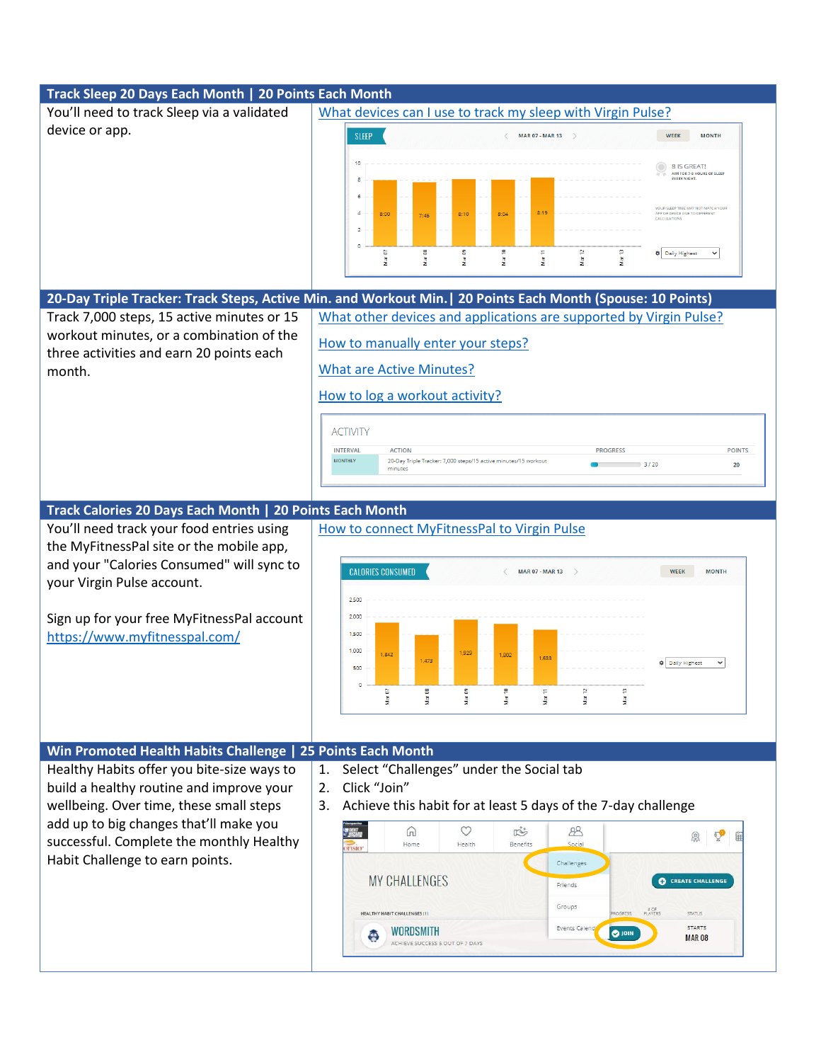## Track Sleep 20 Days Each Month | 20 Points Each Month

You'll need to track Sleep via a validated device or app.

What devices can I use to track my sleep with Virgin Pulse?

## 20-Day Triple Tracker: Track Steps, Active Min. and Workout Min.| 20 Points Each Month (Spouse: 10 Points)

Track 7,000 steps, 15 active minutes or 15 workout minutes, or a combination of the three activities and earn 20 points each month.

What other devices and applications are supported by Virgin Pulse?

How to manually enter your steps?

What are Active Minutes?

How to log a workout activity?

## Track Calories 20 Days Each Month | 20 Points Each Month

You'll need track your food entries using the MyFitnessPal site or the mobile app, and your "Calories Consumed" will sync to your Virgin Pulse account.

Sign up for your free MyFitnessPal account https://www.myfitnesspal.com/

How to connect MyFitnessPal to Virgin Pulse

## Win Promoted Health Habits Challenge | 25 Points Each Month

Healthy Habits offer you bite-size ways to build a healthy routine and improve your wellbeing. Over time, these small steps add up to big changes that'll make you successful. Complete the monthly Healthy Habit Challenge to earn points.

1. Select "Challenges" under the Social tab
2. Click "Join"
3. Achieve this habit for at least 5 days of the 7-day challenge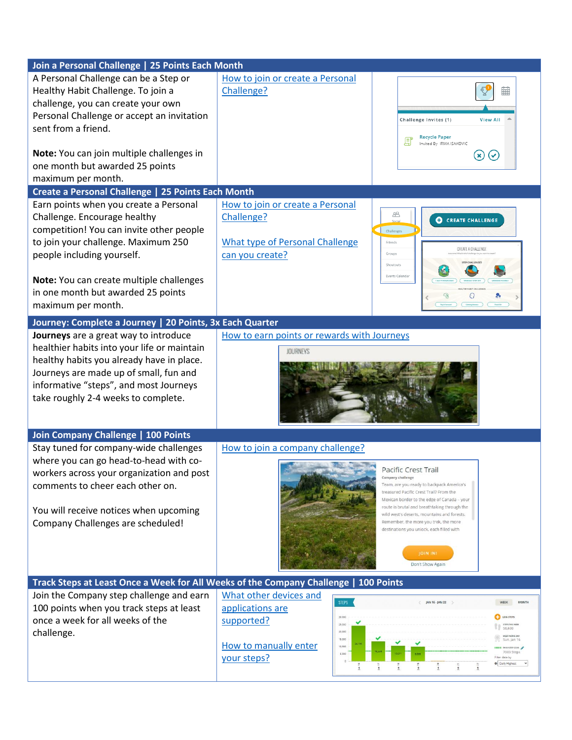## Join a Personal Challenge | 25 Points Each Month

| Description | Resources |
|---|---|
| A Personal Challenge can be a Step or Healthy Habit Challenge. To join a challenge, you can create your own Personal Challenge or accept an invitation sent from a friend.<br><br>**Note:** You can join multiple challenges in one month but awarded 25 points maximum per month. | How to join or create a Personal Challenge? |

## Create a Personal Challenge | 25 Points Each Month

| Description | Resources |
|---|---|
| Earn points when you create a Personal Challenge. Encourage healthy competition! You can invite other people to join your challenge. Maximum 250 people including yourself.<br><br>**Note:** You can create multiple challenges in one month but awarded 25 points maximum per month. | How to join or create a Personal Challenge?<br><br>What type of Personal Challenge can you create? |

## Journey: Complete a Journey | 20 Points, 3x Each Quarter

| Description | Resources |
|---|---|
| **Journeys** are a great way to introduce healthier habits into your life or maintain healthy habits you already have in place. Journeys are made up of small, fun and informative "steps", and most Journeys take roughly 2-4 weeks to complete. | How to earn points or rewards with Journeys |

## Join Company Challenge | 100 Points

| Description | Resources |
|---|---|
| Stay tuned for company-wide challenges where you can go head-to-head with co-workers across your organization and post comments to cheer each other on.<br><br>You will receive notices when upcoming Company Challenges are scheduled! | How to join a company challenge? |

## Track Steps at Least Once a Week for All Weeks of the Company Challenge | 100 Points

| Description | Resources |
|---|---|
| Join the Company step challenge and earn 100 points when you track steps at least once a week for all weeks of the challenge. | What other devices and applications are supported?<br><br>How to manually enter your steps? |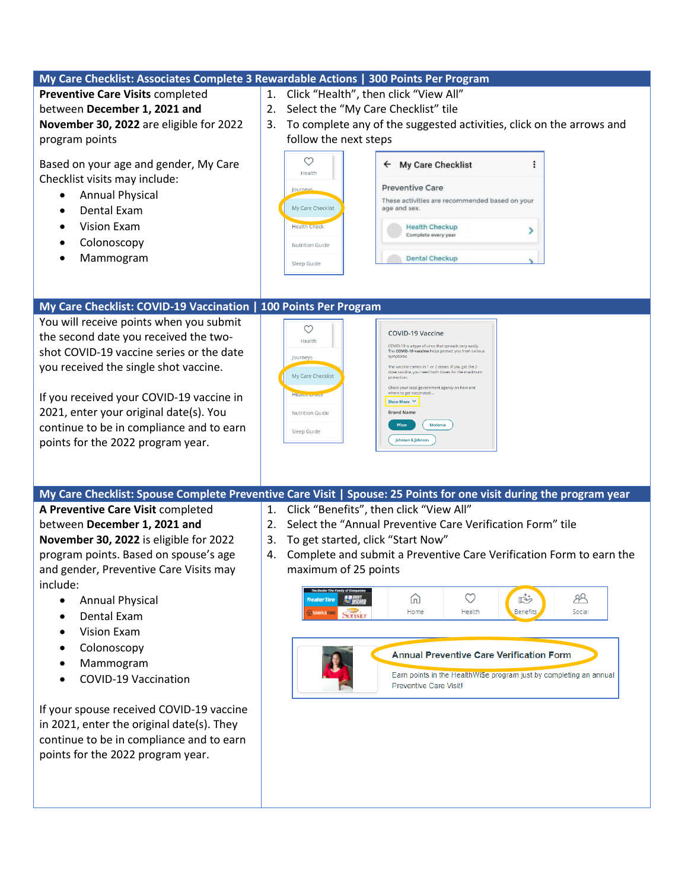## My Care Checklist: Associates Complete 3 Rewardable Actions | 300 Points Per Program

**Preventive Care Visits** completed between **December 1, 2021 and November 30, 2022** are eligible for 2022 program points

Based on your age and gender, My Care Checklist visits may include:

- Annual Physical
- Dental Exam
- Vision Exam
- Colonoscopy
- Mammogram

1. Click "Health", then click "View All"
2. Select the "My Care Checklist" tile
3. To complete any of the suggested activities, click on the arrows and follow the next steps

## My Care Checklist: COVID-19 Vaccination | 100 Points Per Program

You will receive points when you submit the second date you received the two-shot COVID-19 vaccine series or the date you received the single shot vaccine.

If you received your COVID-19 vaccine in 2021, enter your original date(s). You continue to be in compliance and to earn points for the 2022 program year.

## My Care Checklist: Spouse Complete Preventive Care Visit | Spouse: 25 Points for one visit during the program year

**A Preventive Care Visit** completed between **December 1, 2021 and November 30, 2022** is eligible for 2022 program points. Based on spouse's age and gender, Preventive Care Visits may include:

- Annual Physical
- Dental Exam
- Vision Exam
- Colonoscopy
- Mammogram
- COVID-19 Vaccination

If your spouse received COVID-19 vaccine in 2021, enter the original date(s). They continue to be in compliance and to earn points for the 2022 program year.

1. Click "Benefits", then click "View All"
2. Select the "Annual Preventive Care Verification Form" tile
3. To get started, click "Start Now"
4. Complete and submit a Preventive Care Verification Form to earn the maximum of 25 points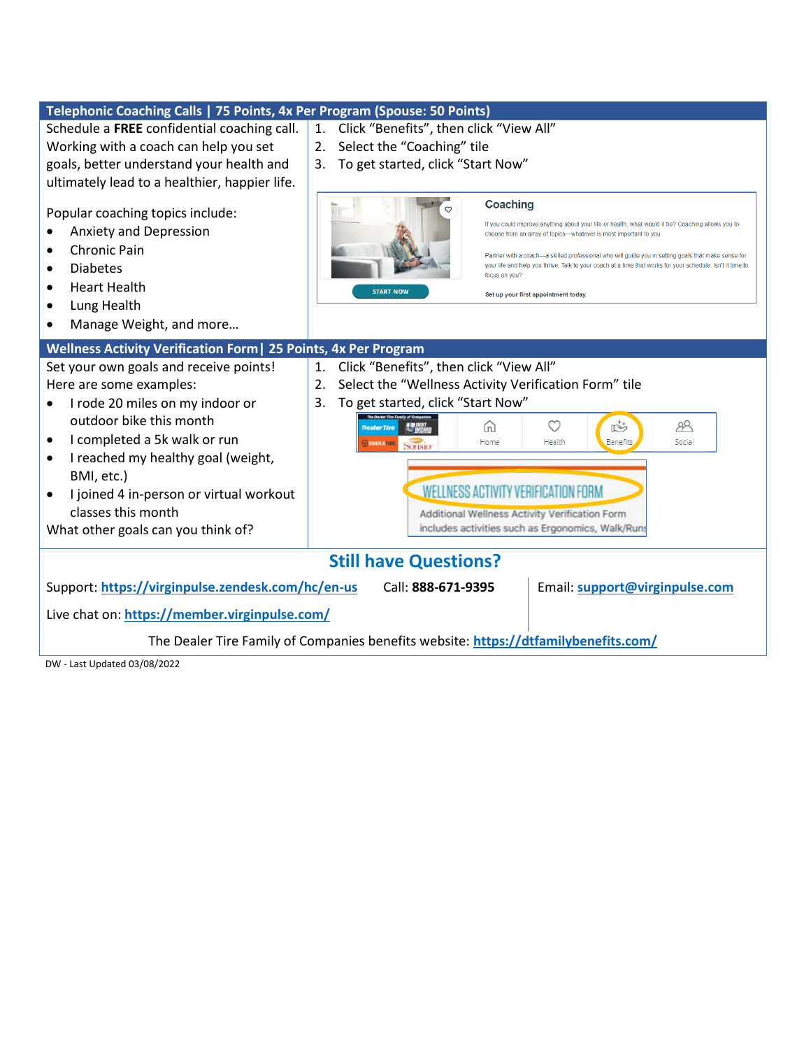## Telephonic Coaching Calls | 75 Points, 4x Per Program (Spouse: 50 Points)

Schedule a **FREE** confidential coaching call. Working with a coach can help you set goals, better understand your health and ultimately lead to a healthier, happier life.

Popular coaching topics include:

- Anxiety and Depression
- Chronic Pain
- Diabetes
- Heart Health
- Lung Health
- Manage Weight, and more…

1. Click "Benefits", then click "View All"
2. Select the "Coaching" tile
3. To get started, click "Start Now"

## Wellness Activity Verification Form| 25 Points, 4x Per Program

Set your own goals and receive points! Here are some examples:

- I rode 20 miles on my indoor or outdoor bike this month
- I completed a 5k walk or run
- I reached my healthy goal (weight, BMI, etc.)
- I joined 4 in-person or virtual workout classes this month

What other goals can you think of?

1. Click "Benefits", then click "View All"
2. Select the "Wellness Activity Verification Form" tile
3. To get started, click "Start Now"

## Still have Questions?

Support: **https://virginpulse.zendesk.com/hc/en-us**

Call: **888-671-9395**

Email: **support@virginpulse.com**

Live chat on: **https://member.virginpulse.com/**

The Dealer Tire Family of Companies benefits website: **https://dtfamilybenefits.com/**

DW - Last Updated 03/08/2022